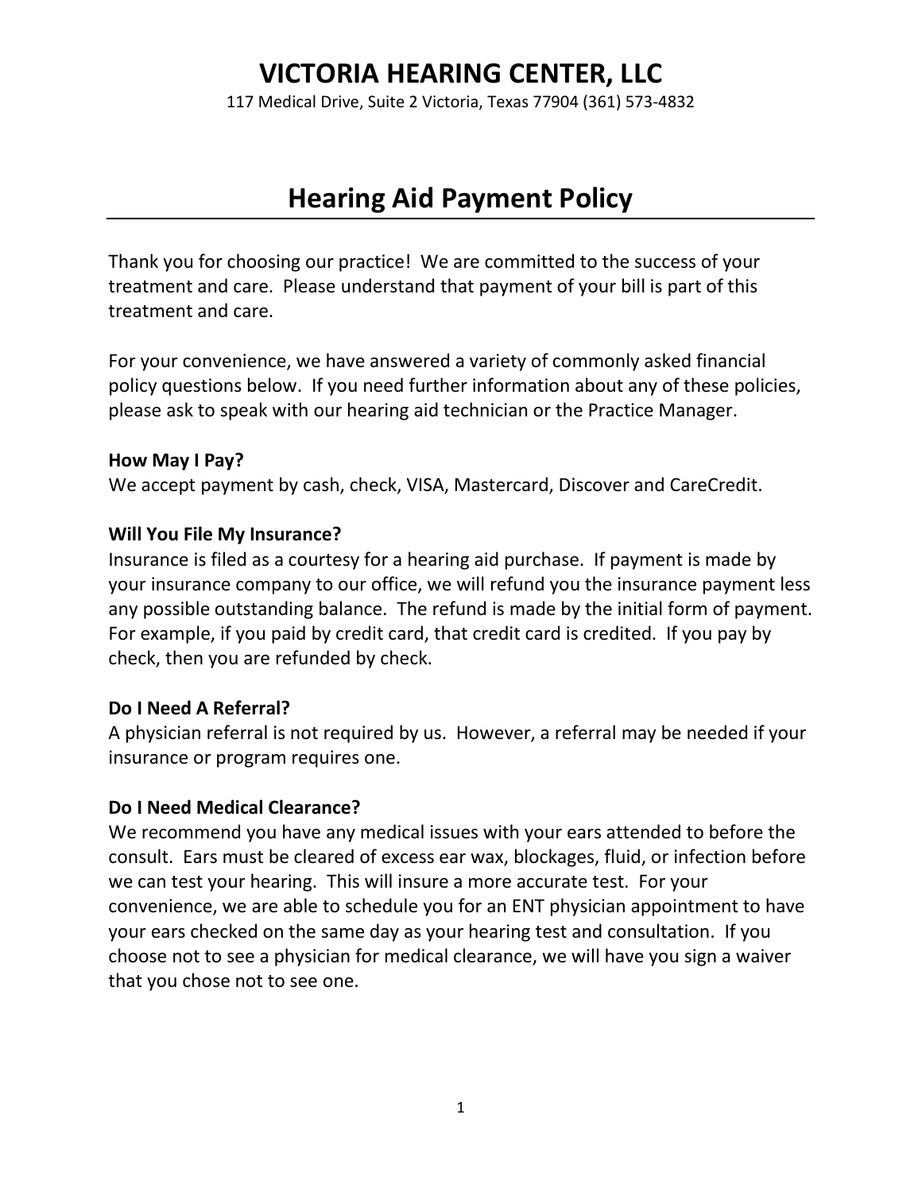# VICTORIA HEARING CENTER, LLC

117 Medical Drive, Suite 2 Victoria, Texas 77904 (361) 573-4832

## Hearing Aid Payment Policy

Thank you for choosing our practice! We are committed to the success of your treatment and care. Please understand that payment of your bill is part of this treatment and care.

For your convenience, we have answered a variety of commonly asked financial policy questions below. If you need further information about any of these policies, please ask to speak with our hearing aid technician or the Practice Manager.

**How May I Pay?**
We accept payment by cash, check, VISA, Mastercard, Discover and CareCredit.

**Will You File My Insurance?**
Insurance is filed as a courtesy for a hearing aid purchase. If payment is made by your insurance company to our office, we will refund you the insurance payment less any possible outstanding balance. The refund is made by the initial form of payment. For example, if you paid by credit card, that credit card is credited. If you pay by check, then you are refunded by check.

**Do I Need A Referral?**
A physician referral is not required by us. However, a referral may be needed if your insurance or program requires one.

**Do I Need Medical Clearance?**
We recommend you have any medical issues with your ears attended to before the consult. Ears must be cleared of excess ear wax, blockages, fluid, or infection before we can test your hearing. This will insure a more accurate test. For your convenience, we are able to schedule you for an ENT physician appointment to have your ears checked on the same day as your hearing test and consultation. If you choose not to see a physician for medical clearance, we will have you sign a waiver that you chose not to see one.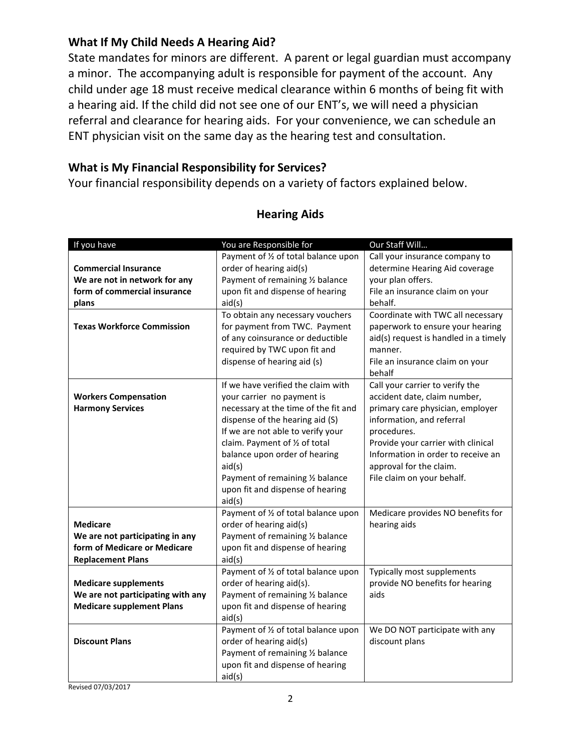## What If My Child Needs A Hearing Aid?

State mandates for minors are different. A parent or legal guardian must accompany a minor. The accompanying adult is responsible for payment of the account. Any child under age 18 must receive medical clearance within 6 months of being fit with a hearing aid. If the child did not see one of our ENT's, we will need a physician referral and clearance for hearing aids. For your convenience, we can schedule an ENT physician visit on the same day as the hearing test and consultation.

## What is My Financial Responsibility for Services?

Your financial responsibility depends on a variety of factors explained below.

### Hearing Aids

| If you have | You are Responsible for | Our Staff Will… |
|---|---|---|
| **Commercial Insurance**<br>**We are not in network for any form of commercial insurance plans** | Payment of ½ of total balance upon order of hearing aid(s)<br>Payment of remaining ½ balance upon fit and dispense of hearing aid(s) | Call your insurance company to determine Hearing Aid coverage your plan offers.<br>File an insurance claim on your behalf. |
| **Texas Workforce Commission** | To obtain any necessary vouchers for payment from TWC. Payment of any coinsurance or deductible required by TWC upon fit and dispense of hearing aid (s) | Coordinate with TWC all necessary paperwork to ensure your hearing aid(s) request is handled in a timely manner.<br>File an insurance claim on your behalf |
| **Workers Compensation**<br>**Harmony Services** | If we have verified the claim with your carrier no payment is necessary at the time of the fit and dispense of the hearing aid (S)<br>If we are not able to verify your claim. Payment of ½ of total balance upon order of hearing aid(s)<br>Payment of remaining ½ balance upon fit and dispense of hearing aid(s) | Call your carrier to verify the accident date, claim number, primary care physician, employer information, and referral procedures.<br>Provide your carrier with clinical Information in order to receive an approval for the claim.<br>File claim on your behalf. |
| **Medicare**<br>**We are not participating in any form of Medicare or Medicare Replacement Plans** | Payment of ½ of total balance upon order of hearing aid(s)<br>Payment of remaining ½ balance upon fit and dispense of hearing aid(s) | Medicare provides NO benefits for hearing aids |
| **Medicare supplements**<br>**We are not participating with any Medicare supplement Plans** | Payment of ½ of total balance upon order of hearing aid(s).<br>Payment of remaining ½ balance upon fit and dispense of hearing aid(s) | Typically most supplements provide NO benefits for hearing aids |
| **Discount Plans** | Payment of ½ of total balance upon order of hearing aid(s)<br>Payment of remaining ½ balance upon fit and dispense of hearing aid(s) | We DO NOT participate with any discount plans |

Revised 07/03/2017